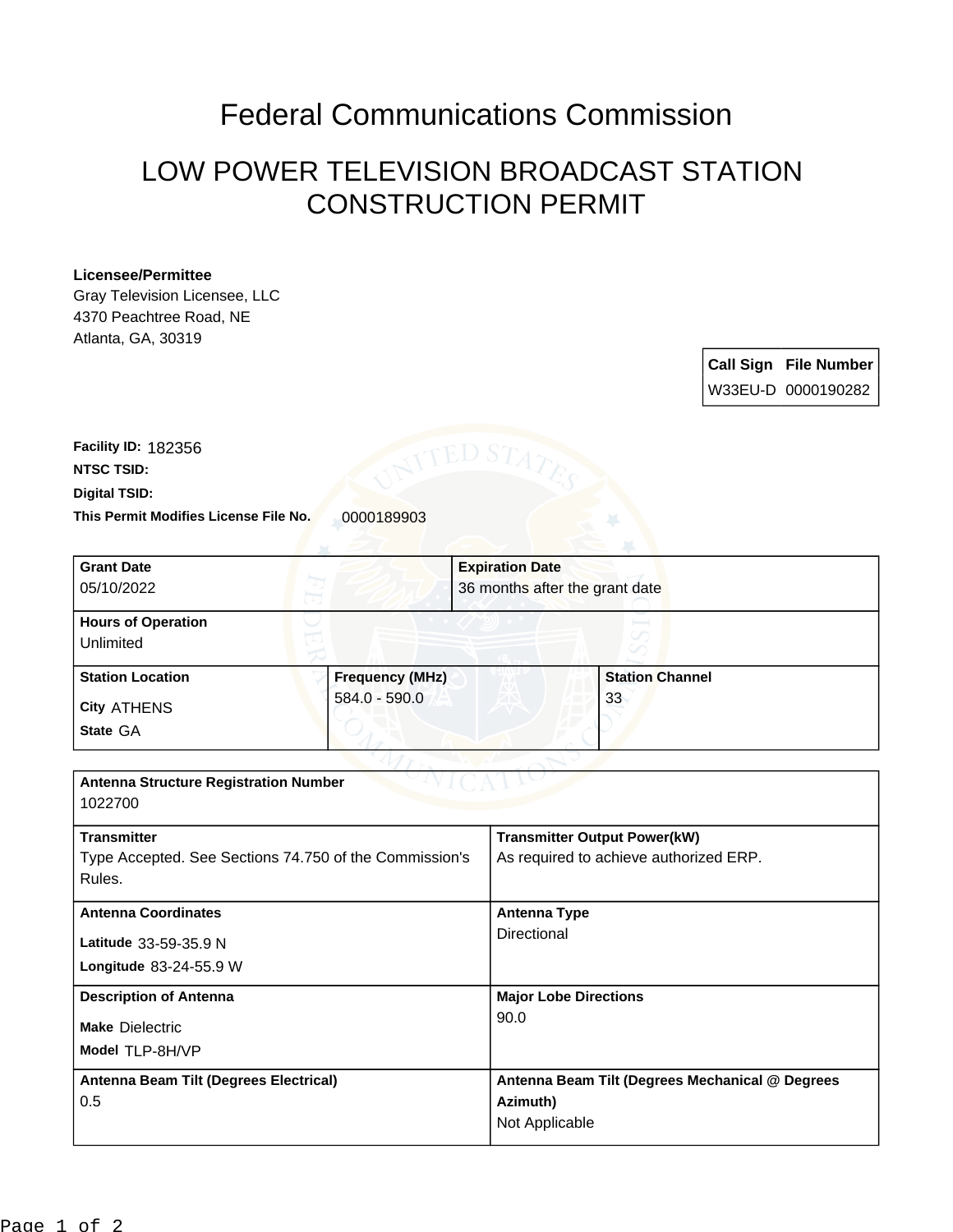# Federal Communications Commission

## LOW POWER TELEVISION BROADCAST STATION CONSTRUCTION PERMIT

**Licensee/Permittee**
Gray Television Licensee, LLC
4370 Peachtree Road, NE
Atlanta, GA, 30319

| Call Sign | File Number |
| --- | --- |
| W33EU-D | 0000190282 |

**Facility ID:** 182356
**NTSC TSID:**
**Digital TSID:**
**This Permit Modifies License File No.** 0000189903

| Grant Date | Expiration Date |
| --- | --- |
| 05/10/2022 | 36 months after the grant date |

| Hours of Operation |
| --- |
| Unlimited |

| Station Location | Frequency (MHz) | Station Channel |
| --- | --- | --- |
| City ATHENS<br>State GA | 584.0 - 590.0 | 33 |

| Antenna Structure Registration Number | |
| --- | --- |
| 1022700 | |
| **Transmitter**<br>Type Accepted. See Sections 74.750 of the Commission's Rules. | **Transmitter Output Power(kW)**<br>As required to achieve authorized ERP. |
| **Antenna Coordinates**<br>Latitude 33-59-35.9 N<br>Longitude 83-24-55.9 W | **Antenna Type**<br>Directional |
| **Description of Antenna**<br>Make Dielectric<br>Model TLP-8H/VP | **Major Lobe Directions**<br>90.0 |
| **Antenna Beam Tilt (Degrees Electrical)**<br>0.5 | **Antenna Beam Tilt (Degrees Mechanical @ Degrees Azimuth)**<br>Not Applicable |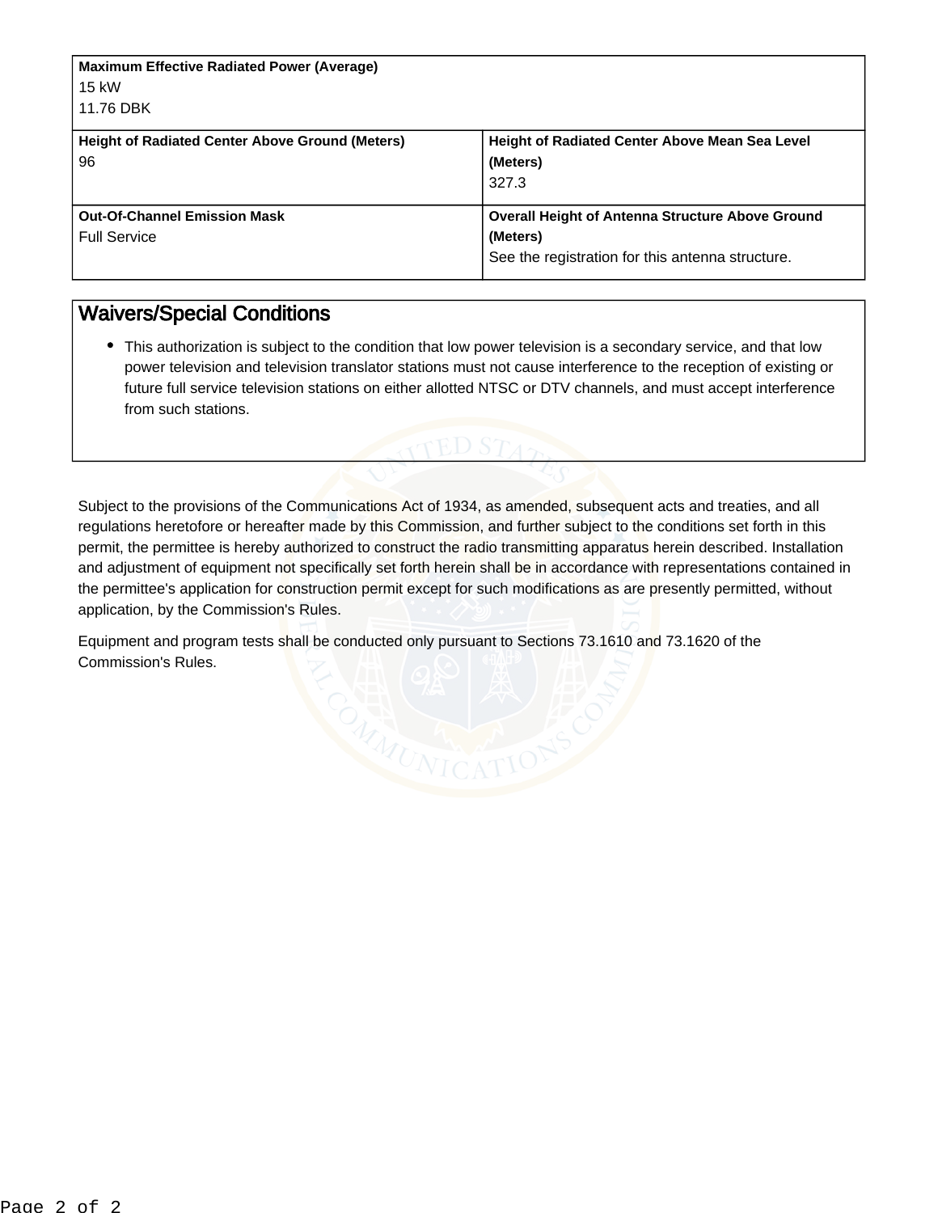| | |
|---|---|
| **Maximum Effective Radiated Power (Average)**<br>15 kW<br>11.76 DBK | |
| **Height of Radiated Center Above Ground (Meters)**<br>96 | **Height of Radiated Center Above Mean Sea Level (Meters)**<br>327.3 |
| **Out-Of-Channel Emission Mask**<br>Full Service | **Overall Height of Antenna Structure Above Ground (Meters)**<br>See the registration for this antenna structure. |

## Waivers/Special Conditions

- This authorization is subject to the condition that low power television is a secondary service, and that low power television and television translator stations must not cause interference to the reception of existing or future full service television stations on either allotted NTSC or DTV channels, and must accept interference from such stations.

Subject to the provisions of the Communications Act of 1934, as amended, subsequent acts and treaties, and all regulations heretofore or hereafter made by this Commission, and further subject to the conditions set forth in this permit, the permittee is hereby authorized to construct the radio transmitting apparatus herein described. Installation and adjustment of equipment not specifically set forth herein shall be in accordance with representations contained in the permittee's application for construction permit except for such modifications as are presently permitted, without application, by the Commission's Rules.

Equipment and program tests shall be conducted only pursuant to Sections 73.1610 and 73.1620 of the Commission's Rules.